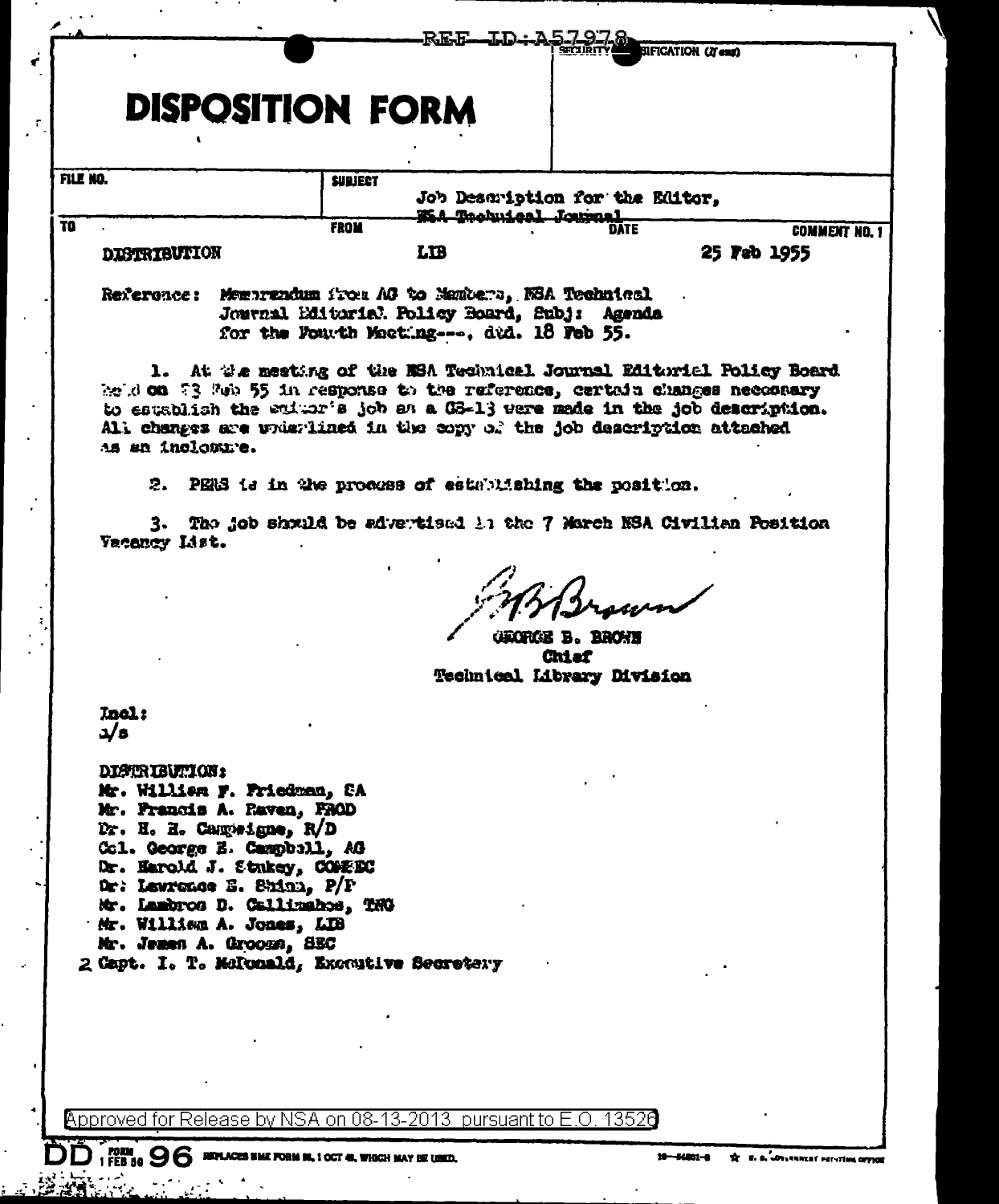REF ID:A57978

SECURITY CLASSIFICATION (If any)

# DISPOSITION FORM

| FILE NO. | SUBJECT | | |
|---|---|---|---|
| | Job Description for the Editor, NSA Technical Journal | | |
| TO | FROM | DATE | COMMENT NO. 1 |
| DISTRIBUTION | LIB | 25 Feb 1955 | |

Reference: Memorandum from AG to Members, NSA Technical Journal Editorial Policy Board, Subj: Agenda for the Fourth Meeting---, dtd. 18 Feb 55.

1. At the meeting of the NSA Technical Journal Editorial Policy Board held on 23 Feb 55 in response to the reference, certain changes necessary to establish the editor's job as a GS-13 were made in the job description. All changes are underlined in the copy of the job description attached as an inclosure.

2. PERS is in the process of establishing the position.

3. The job should be advertised in the 7 March NSA Civilian Position Vacancy List.

GEORGE B. BROWN
Chief
Technical Library Division

Incl:
a/s

DISTRIBUTION:
Mr. William F. Friedman, SA
Mr. Francis A. Raven, PROD
Dr. H. H. Campaigne, R/D
Col. George E. Campbell, AG
Dr. Harold J. Stukey, COMSEC
Dr. Lawrence E. Shinn, P/P
Mr. Lambros D. Callimahos, TNG
Mr. William A. Jones, LIB
Mr. James A. Grooms, SEC
2 Capt. I. T. McDonald, Executive Secretary

Approved for Release by NSA on 08-13-2013 pursuant to E.O. 13526

DD FORM 1 FEB 50 96 REPLACES NME FORM 96, 1 OCT 48, WHICH MAY BE USED.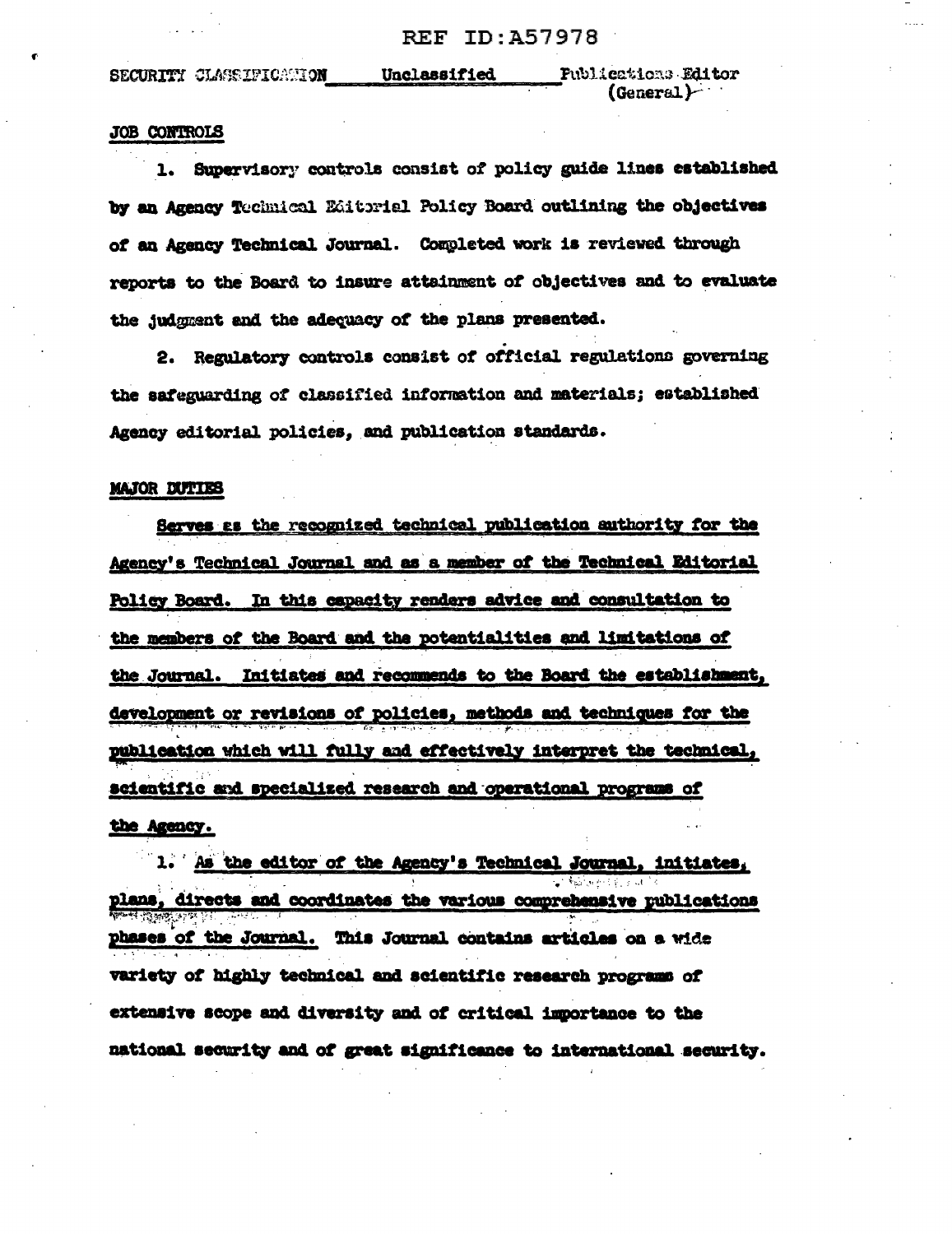SECURITY CLASSIFICATION Unclassified Publications Editor (General)

JOB CONTROLS

1. Supervisory controls consist of policy guide lines established by an Agency Technical Editorial Policy Board outlining the objectives of an Agency Technical Journal. Completed work is reviewed through reports to the Board to insure attainment of objectives and to evaluate the judgment and the adequacy of the plans presented.

2. Regulatory controls consist of official regulations governing the safeguarding of classified information and materials; established Agency editorial policies, and publication standards.

MAJOR DUTIES

Serves as the recognized technical publication authority for the Agency's Technical Journal and as a member of the Technical Editorial Policy Board. In this capacity renders advice and consultation to the members of the Board and the potentialities and limitations of the Journal. Initiates and recommends to the Board the establishment, development or revisions of policies, methods and techniques for the publication which will fully and effectively interpret the technical, scientific and specialized research and operational programs of the Agency.

1. As the editor of the Agency's Technical Journal, initiates, plans, directs and coordinates the various comprehensive publications phases of the Journal. This Journal contains articles on a wide variety of highly technical and scientific research programs of extensive scope and diversity and of critical importance to the national security and of great significance to international security.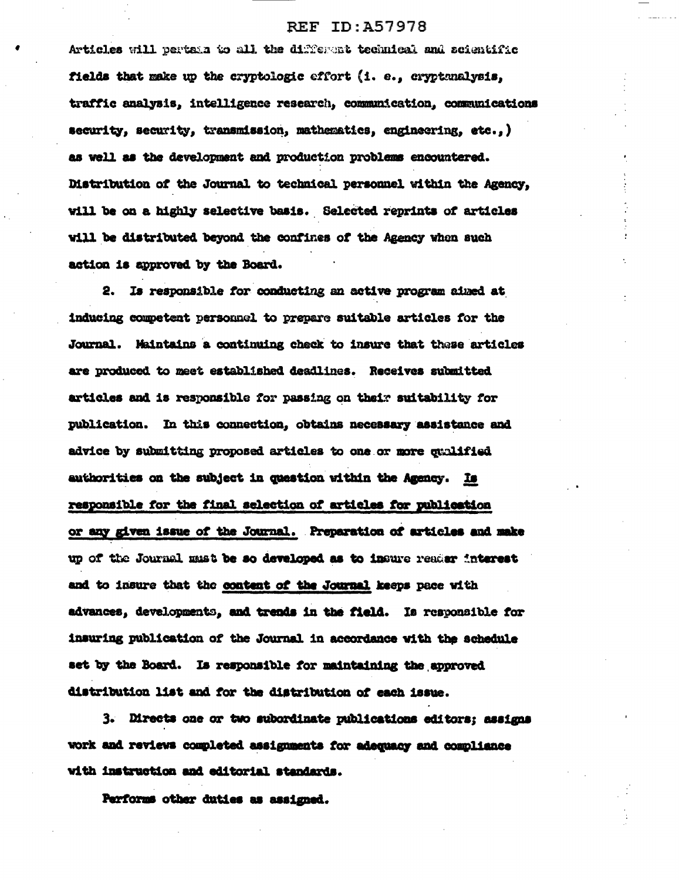Articles will pertain to all the different technical and scientific fields that make up the cryptologic effort (i. e., cryptanalysis, traffic analysis, intelligence research, communication, communications security, security, transmission, mathematics, engineering, etc.,) as well as the development and production problems encountered. Distribution of the Journal to technical personnel within the Agency, will be on a highly selective basis. Selected reprints of articles will be distributed beyond the confines of the Agency when such action is approved by the Board.

2. Is responsible for conducting an active program aimed at inducing competent personnel to prepare suitable articles for the Journal. Maintains a continuing check to insure that these articles are produced to meet established deadlines. Receives submitted articles and is responsible for passing on their suitability for publication. In this connection, obtains necessary assistance and advice by submitting proposed articles to one or more qualified authorities on the subject in question within the Agency. <u>Is responsible for the final selection of articles for publication or any given issue of the Journal.</u> Preparation of articles and make up of the Journal must be so developed as to insure reader interest and to insure that the <u>content of the Journal</u> keeps pace with advances, developments, and trends in the field. Is responsible for insuring publication of the Journal in accordance with the schedule set by the Board. Is responsible for maintaining the approved distribution list and for the distribution of each issue.

3. Directs one or two subordinate publications editors; assigns work and reviews completed assignments for adequacy and compliance with instruction and editorial standards.

Performs other duties as assigned.